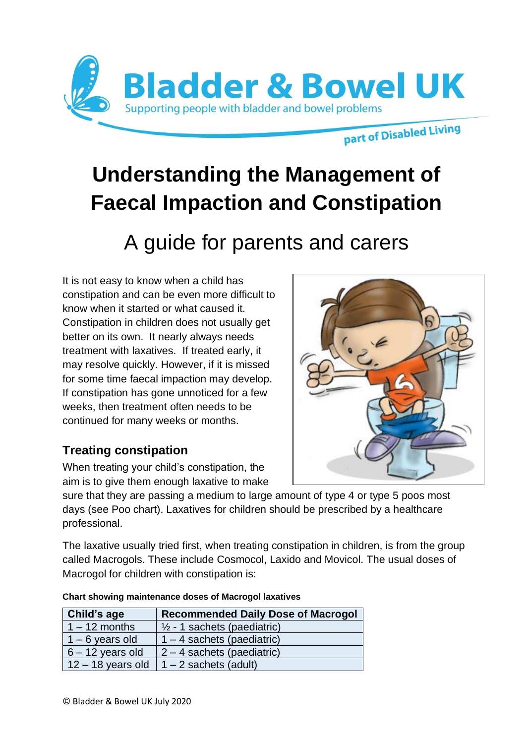Bladder & Bowel UK

Supporting people with bladder and bowel problems

part of Disabled Living

# Understanding the Management of Faecal Impaction and Constipation

## A guide for parents and carers

It is not easy to know when a child has constipation and can be even more difficult to know when it started or what caused it. Constipation in children does not usually get better on its own. It nearly always needs treatment with laxatives. If treated early, it may resolve quickly. However, if it is missed for some time faecal impaction may develop. If constipation has gone unnoticed for a few weeks, then treatment often needs to be continued for many weeks or months.

### Treating constipation

When treating your child's constipation, the aim is to give them enough laxative to make sure that they are passing a medium to large amount of type 4 or type 5 poos most days (see Poo chart). Laxatives for children should be prescribed by a healthcare professional.

The laxative usually tried first, when treating constipation in children, is from the group called Macrogols. These include Cosmocol, Laxido and Movicol. The usual doses of Macrogol for children with constipation is:

**Chart showing maintenance doses of Macrogol laxatives**

| Child's age | Recommended Daily Dose of Macrogol |
|---|---|
| 1 – 12 months | ½ - 1 sachets (paediatric) |
| 1 – 6 years old | 1 – 4 sachets (paediatric) |
| 6 – 12 years old | 2 – 4 sachets (paediatric) |
| 12 – 18 years old | 1 – 2 sachets (adult) |

© Bladder & Bowel UK July 2020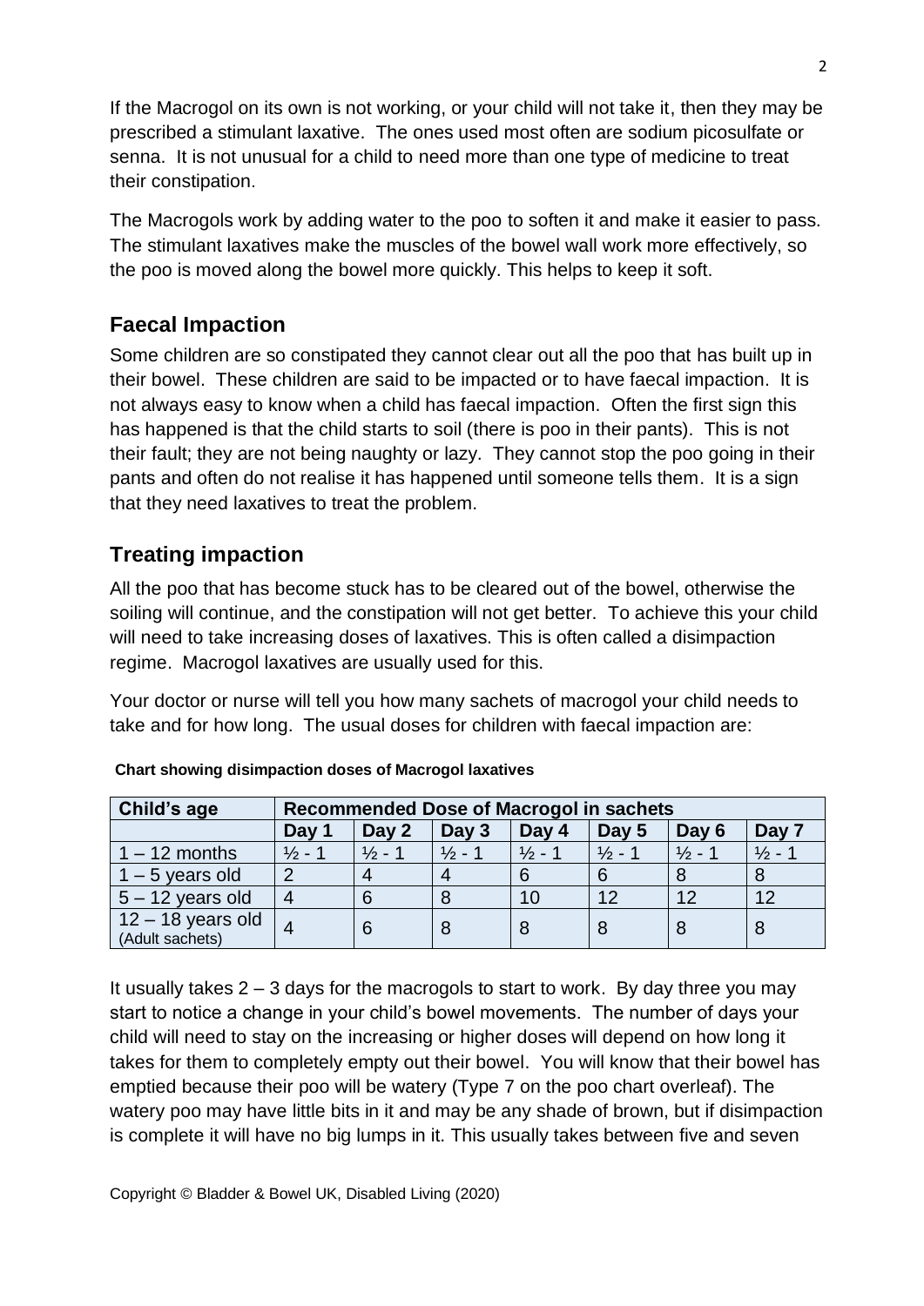If the Macrogol on its own is not working, or your child will not take it, then they may be prescribed a stimulant laxative. The ones used most often are sodium picosulfate or senna. It is not unusual for a child to need more than one type of medicine to treat their constipation.

The Macrogols work by adding water to the poo to soften it and make it easier to pass. The stimulant laxatives make the muscles of the bowel wall work more effectively, so the poo is moved along the bowel more quickly. This helps to keep it soft.

## Faecal Impaction

Some children are so constipated they cannot clear out all the poo that has built up in their bowel. These children are said to be impacted or to have faecal impaction. It is not always easy to know when a child has faecal impaction. Often the first sign this has happened is that the child starts to soil (there is poo in their pants). This is not their fault; they are not being naughty or lazy. They cannot stop the poo going in their pants and often do not realise it has happened until someone tells them. It is a sign that they need laxatives to treat the problem.

## Treating impaction

All the poo that has become stuck has to be cleared out of the bowel, otherwise the soiling will continue, and the constipation will not get better. To achieve this your child will need to take increasing doses of laxatives. This is often called a disimpaction regime. Macrogol laxatives are usually used for this.

Your doctor or nurse will tell you how many sachets of macrogol your child needs to take and for how long. The usual doses for children with faecal impaction are:

**Chart showing disimpaction doses of Macrogol laxatives**

| Child's age | Recommended Dose of Macrogol in sachets | | | | | | |
|---|---|---|---|---|---|---|---|
| | Day 1 | Day 2 | Day 3 | Day 4 | Day 5 | Day 6 | Day 7 |
| 1 – 12 months | ½ - 1 | ½ - 1 | ½ - 1 | ½ - 1 | ½ - 1 | ½ - 1 | ½ - 1 |
| 1 – 5 years old | 2 | 4 | 4 | 6 | 6 | 8 | 8 |
| 5 – 12 years old | 4 | 6 | 8 | 10 | 12 | 12 | 12 |
| 12 – 18 years old (Adult sachets) | 4 | 6 | 8 | 8 | 8 | 8 | 8 |

It usually takes 2 – 3 days for the macrogols to start to work. By day three you may start to notice a change in your child's bowel movements. The number of days your child will need to stay on the increasing or higher doses will depend on how long it takes for them to completely empty out their bowel. You will know that their bowel has emptied because their poo will be watery (Type 7 on the poo chart overleaf). The watery poo may have little bits in it and may be any shade of brown, but if disimpaction is complete it will have no big lumps in it. This usually takes between five and seven

Copyright © Bladder & Bowel UK, Disabled Living (2020)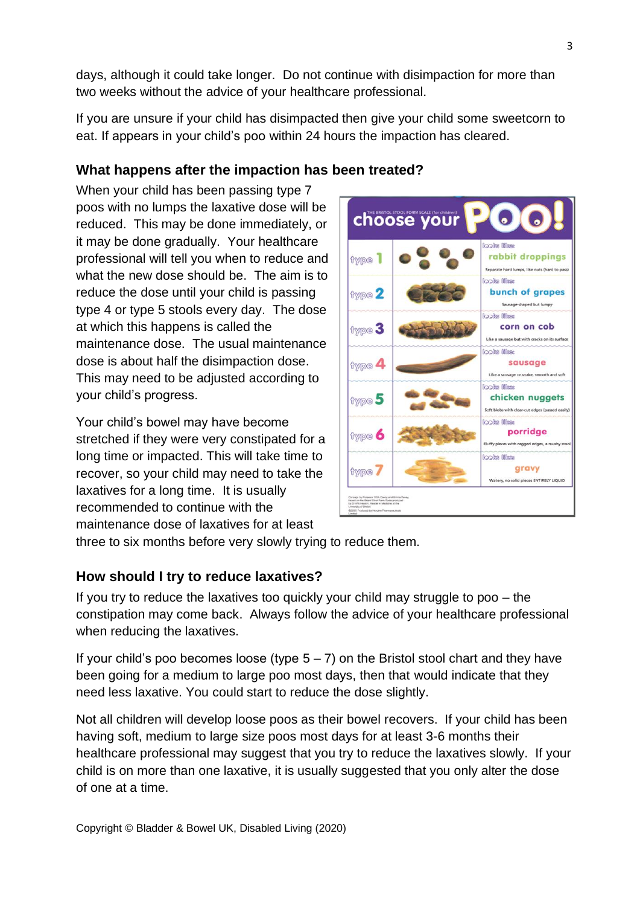days, although it could take longer. Do not continue with disimpaction for more than two weeks without the advice of your healthcare professional.

If you are unsure if your child has disimpacted then give your child some sweetcorn to eat. If appears in your child's poo within 24 hours the impaction has cleared.

### What happens after the impaction has been treated?

When your child has been passing type 7 poos with no lumps the laxative dose will be reduced. This may be done immediately, or it may be done gradually. Your healthcare professional will tell you when to reduce and what the new dose should be. The aim is to reduce the dose until your child is passing type 4 or type 5 stools every day. The dose at which this happens is called the maintenance dose. The usual maintenance dose is about half the disimpaction dose. This may need to be adjusted according to your child's progress.

Your child's bowel may have become stretched if they were very constipated for a long time or impacted. This will take time to recover, so your child may need to take the laxatives for a long time. It is usually recommended to continue with the maintenance dose of laxatives for at least three to six months before very slowly trying to reduce them.

### How should I try to reduce laxatives?

If you try to reduce the laxatives too quickly your child may struggle to poo – the constipation may come back. Always follow the advice of your healthcare professional when reducing the laxatives.

If your child's poo becomes loose (type 5 – 7) on the Bristol stool chart and they have been going for a medium to large poo most days, then that would indicate that they need less laxative. You could start to reduce the dose slightly.

Not all children will develop loose poos as their bowel recovers. If your child has been having soft, medium to large size poos most days for at least 3-6 months their healthcare professional may suggest that you try to reduce the laxatives slowly. If your child is on more than one laxative, it is usually suggested that you only alter the dose of one at a time.

Copyright © Bladder & Bowel UK, Disabled Living (2020)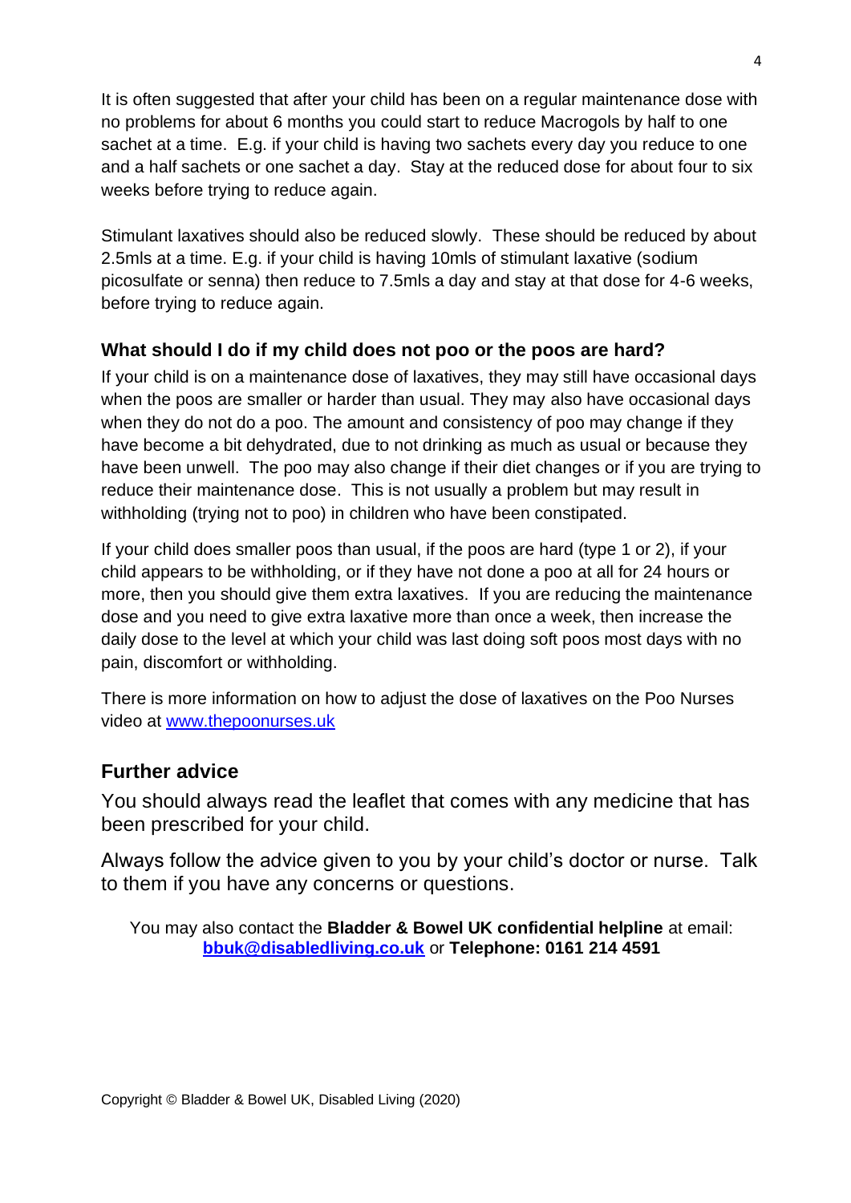It is often suggested that after your child has been on a regular maintenance dose with no problems for about 6 months you could start to reduce Macrogols by half to one sachet at a time. E.g. if your child is having two sachets every day you reduce to one and a half sachets or one sachet a day. Stay at the reduced dose for about four to six weeks before trying to reduce again.

Stimulant laxatives should also be reduced slowly. These should be reduced by about 2.5mls at a time. E.g. if your child is having 10mls of stimulant laxative (sodium picosulfate or senna) then reduce to 7.5mls a day and stay at that dose for 4-6 weeks, before trying to reduce again.

### What should I do if my child does not poo or the poos are hard?

If your child is on a maintenance dose of laxatives, they may still have occasional days when the poos are smaller or harder than usual. They may also have occasional days when they do not do a poo. The amount and consistency of poo may change if they have become a bit dehydrated, due to not drinking as much as usual or because they have been unwell. The poo may also change if their diet changes or if you are trying to reduce their maintenance dose. This is not usually a problem but may result in withholding (trying not to poo) in children who have been constipated.

If your child does smaller poos than usual, if the poos are hard (type 1 or 2), if your child appears to be withholding, or if they have not done a poo at all for 24 hours or more, then you should give them extra laxatives. If you are reducing the maintenance dose and you need to give extra laxative more than once a week, then increase the daily dose to the level at which your child was last doing soft poos most days with no pain, discomfort or withholding.

There is more information on how to adjust the dose of laxatives on the Poo Nurses video at [www.thepoonurses.uk](www.thepoonurses.uk)

## Further advice

You should always read the leaflet that comes with any medicine that has been prescribed for your child.

Always follow the advice given to you by your child's doctor or nurse. Talk to them if you have any concerns or questions.

You may also contact the **Bladder & Bowel UK confidential helpline** at email: **[bbuk@disabledliving.co.uk](mailto:bbuk@disabledliving.co.uk)** or **Telephone: 0161 214 4591**

Copyright © Bladder & Bowel UK, Disabled Living (2020)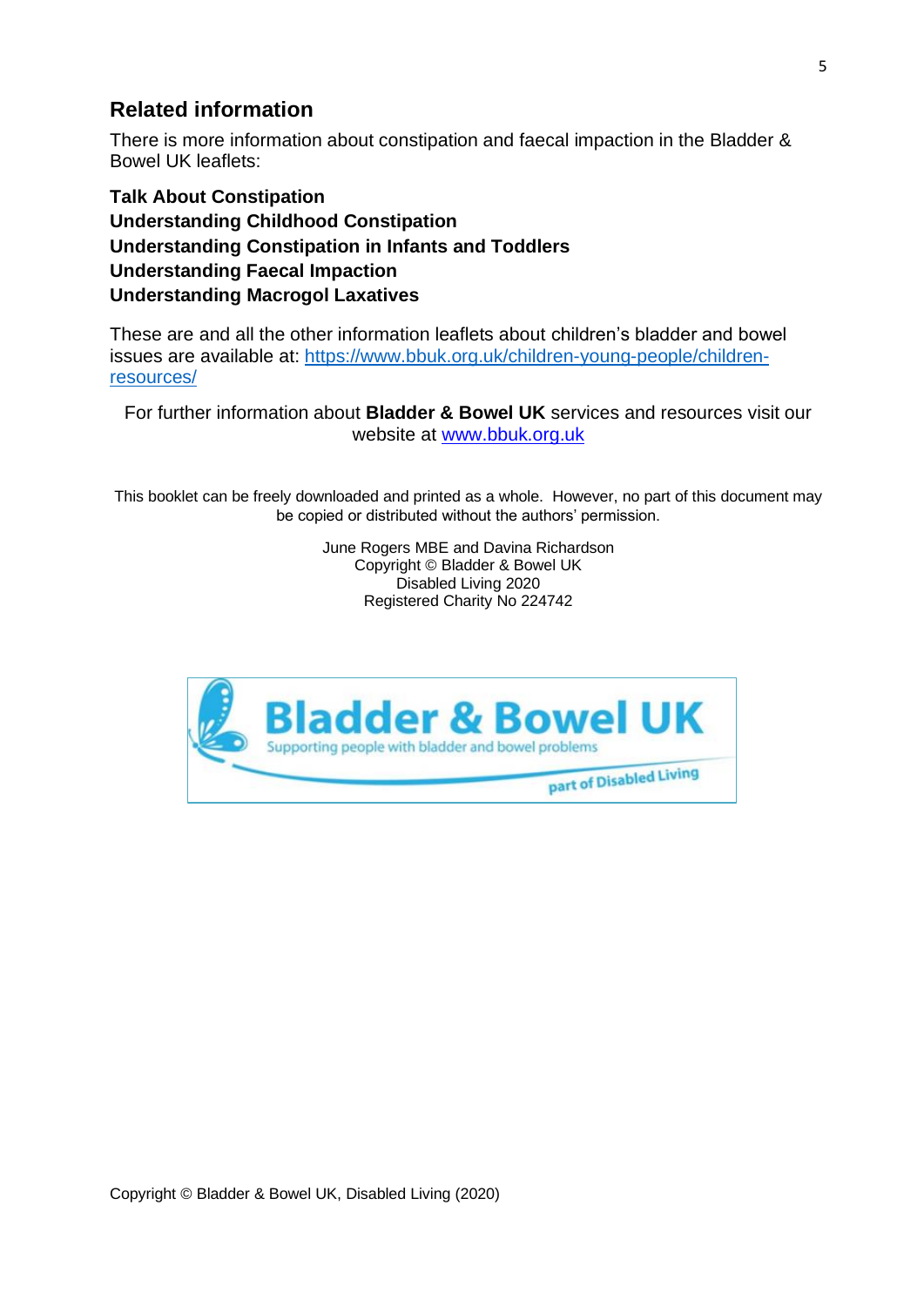## Related information

There is more information about constipation and faecal impaction in the Bladder & Bowel UK leaflets:

**Talk About Constipation**
**Understanding Childhood Constipation**
**Understanding Constipation in Infants and Toddlers**
**Understanding Faecal Impaction**
**Understanding Macrogol Laxatives**

These are and all the other information leaflets about children's bladder and bowel issues are available at: [https://www.bbuk.org.uk/children-young-people/children-resources/](https://www.bbuk.org.uk/children-young-people/children-resources/)

For further information about **Bladder & Bowel UK** services and resources visit our website at [www.bbuk.org.uk](http://www.bbuk.org.uk)

This booklet can be freely downloaded and printed as a whole. However, no part of this document may be copied or distributed without the authors' permission.

June Rogers MBE and Davina Richardson
Copyright © Bladder & Bowel UK
Disabled Living 2020
Registered Charity No 224742

Bladder & Bowel UK
Supporting people with bladder and bowel problems
part of Disabled Living